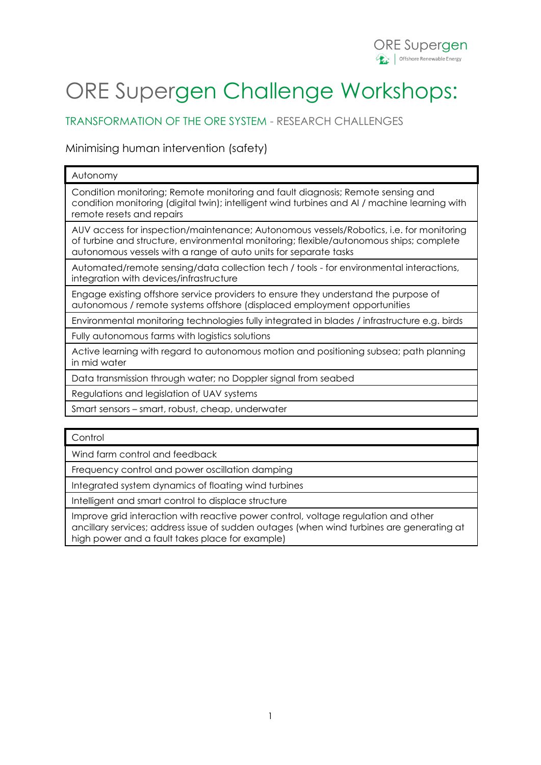# ORE Supergen Challenge Workshops:

## TRANSFORMATION OF THE ORE SYSTEM - RESEARCH CHALLENGES

### Minimising human intervention (safety)

| Autonomy |
| --- |
| Condition monitoring; Remote monitoring and fault diagnosis; Remote sensing and condition monitoring (digital twin); intelligent wind turbines and AI / machine learning with remote resets and repairs |
| AUV access for inspection/maintenance; Autonomous vessels/Robotics, i.e. for monitoring of turbine and structure, environmental monitoring; flexible/autonomous ships; complete autonomous vessels with a range of auto units for separate tasks |
| Automated/remote sensing/data collection tech / tools - for environmental interactions, integration with devices/infrastructure |
| Engage existing offshore service providers to ensure they understand the purpose of autonomous / remote systems offshore (displaced employment opportunities |
| Environmental monitoring technologies fully integrated in blades / infrastructure e.g. birds |
| Fully autonomous farms with logistics solutions |
| Active learning with regard to autonomous motion and positioning subsea; path planning in mid water |
| Data transmission through water; no Doppler signal from seabed |
| Regulations and legislation of UAV systems |
| Smart sensors – smart, robust, cheap, underwater |

| Control |
| --- |
| Wind farm control and feedback |
| Frequency control and power oscillation damping |
| Integrated system dynamics of floating wind turbines |
| Intelligent and smart control to displace structure |
| Improve grid interaction with reactive power control, voltage regulation and other ancillary services; address issue of sudden outages (when wind turbines are generating at high power and a fault takes place for example) |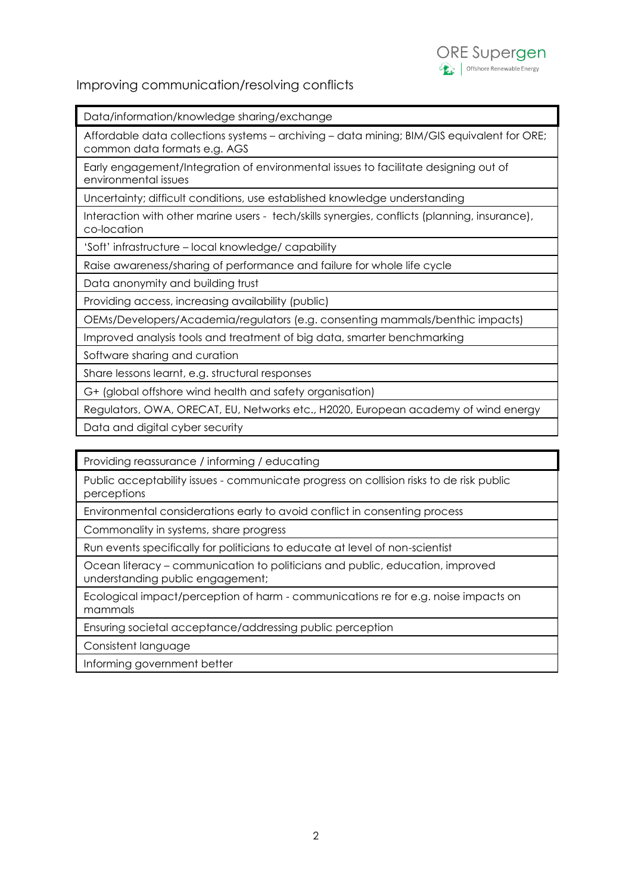## Improving communication/resolving conflicts

| Data/information/knowledge sharing/exchange |
|---|
| Affordable data collections systems – archiving – data mining; BIM/GIS equivalent for ORE; common data formats e.g. AGS |
| Early engagement/Integration of environmental issues to facilitate designing out of environmental issues |
| Uncertainty; difficult conditions, use established knowledge understanding |
| Interaction with other marine users - tech/skills synergies, conflicts (planning, insurance), co-location |
| 'Soft' infrastructure – local knowledge/ capability |
| Raise awareness/sharing of performance and failure for whole life cycle |
| Data anonymity and building trust |
| Providing access, increasing availability (public) |
| OEMs/Developers/Academia/regulators (e.g. consenting mammals/benthic impacts) |
| Improved analysis tools and treatment of big data, smarter benchmarking |
| Software sharing and curation |
| Share lessons learnt, e.g. structural responses |
| G+ (global offshore wind health and safety organisation) |
| Regulators, OWA, ORECAT, EU, Networks etc., H2020, European academy of wind energy |
| Data and digital cyber security |

| Providing reassurance / informing / educating |
|---|
| Public acceptability issues - communicate progress on collision risks to de risk public perceptions |
| Environmental considerations early to avoid conflict in consenting process |
| Commonality in systems, share progress |
| Run events specifically for politicians to educate at level of non-scientist |
| Ocean literacy – communication to politicians and public, education, improved understanding public engagement; |
| Ecological impact/perception of harm - communications re for e.g. noise impacts on mammals |
| Ensuring societal acceptance/addressing public perception |
| Consistent language |
| Informing government better |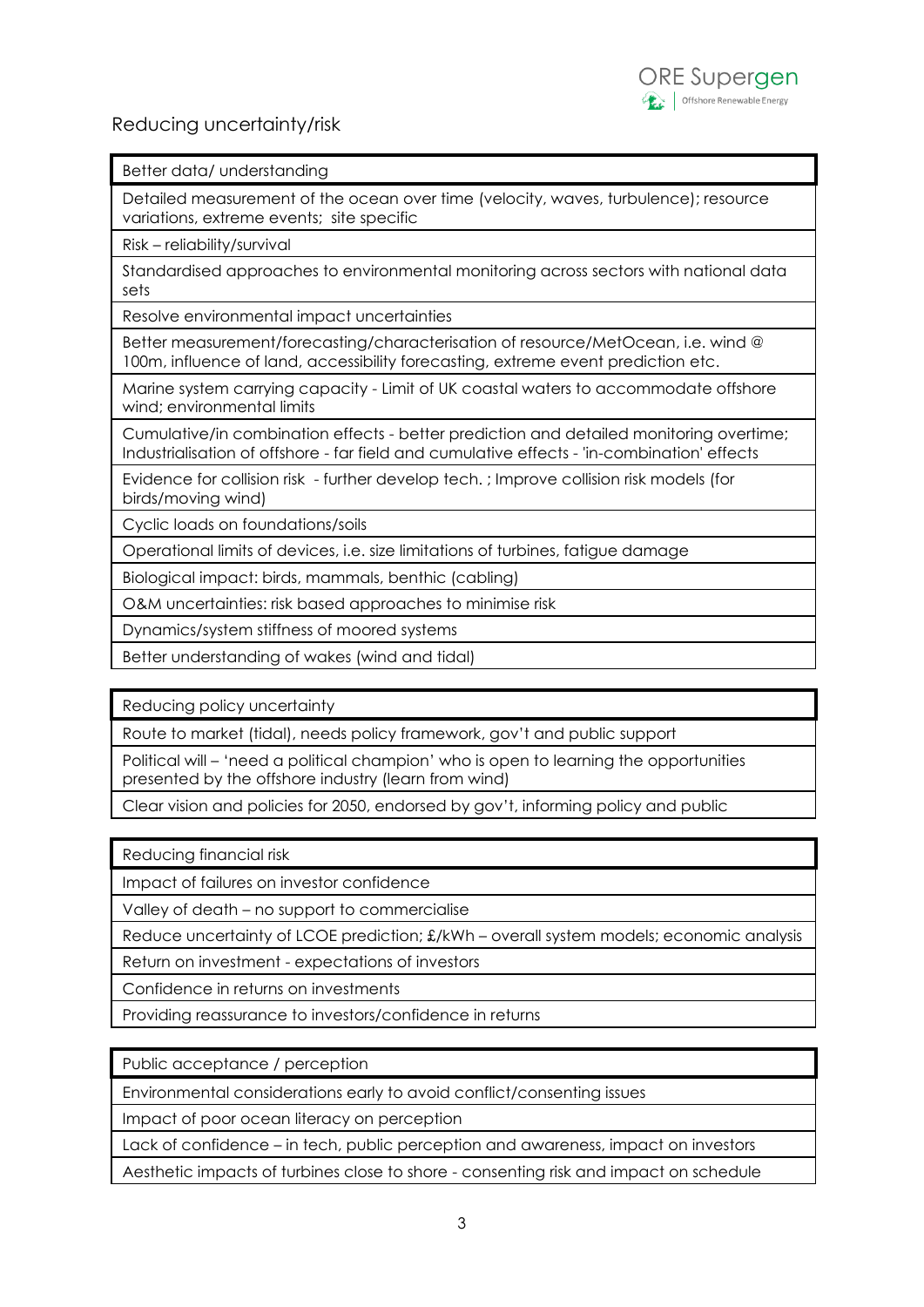## Reducing uncertainty/risk

| Better data/ understanding |
| --- |
| Detailed measurement of the ocean over time (velocity, waves, turbulence); resource variations, extreme events; site specific |
| Risk – reliability/survival |
| Standardised approaches to environmental monitoring across sectors with national data sets |
| Resolve environmental impact uncertainties |
| Better measurement/forecasting/characterisation of resource/MetOcean, i.e. wind @ 100m, influence of land, accessibility forecasting, extreme event prediction etc. |
| Marine system carrying capacity - Limit of UK coastal waters to accommodate offshore wind; environmental limits |
| Cumulative/in combination effects - better prediction and detailed monitoring overtime; Industrialisation of offshore - far field and cumulative effects - 'in-combination' effects |
| Evidence for collision risk - further develop tech. ; Improve collision risk models (for birds/moving wind) |
| Cyclic loads on foundations/soils |
| Operational limits of devices, i.e. size limitations of turbines, fatigue damage |
| Biological impact: birds, mammals, benthic (cabling) |
| O&M uncertainties: risk based approaches to minimise risk |
| Dynamics/system stiffness of moored systems |
| Better understanding of wakes (wind and tidal) |

| Reducing policy uncertainty |
| --- |
| Route to market (tidal), needs policy framework, gov't and public support |
| Political will – 'need a political champion' who is open to learning the opportunities presented by the offshore industry (learn from wind) |
| Clear vision and policies for 2050, endorsed by gov't, informing policy and public |

| Reducing financial risk |
| --- |
| Impact of failures on investor confidence |
| Valley of death – no support to commercialise |
| Reduce uncertainty of LCOE prediction; £/kWh – overall system models; economic analysis |
| Return on investment - expectations of investors |
| Confidence in returns on investments |
| Providing reassurance to investors/confidence in returns |

| Public acceptance / perception |
| --- |
| Environmental considerations early to avoid conflict/consenting issues |
| Impact of poor ocean literacy on perception |
| Lack of confidence – in tech, public perception and awareness, impact on investors |
| Aesthetic impacts of turbines close to shore - consenting risk and impact on schedule |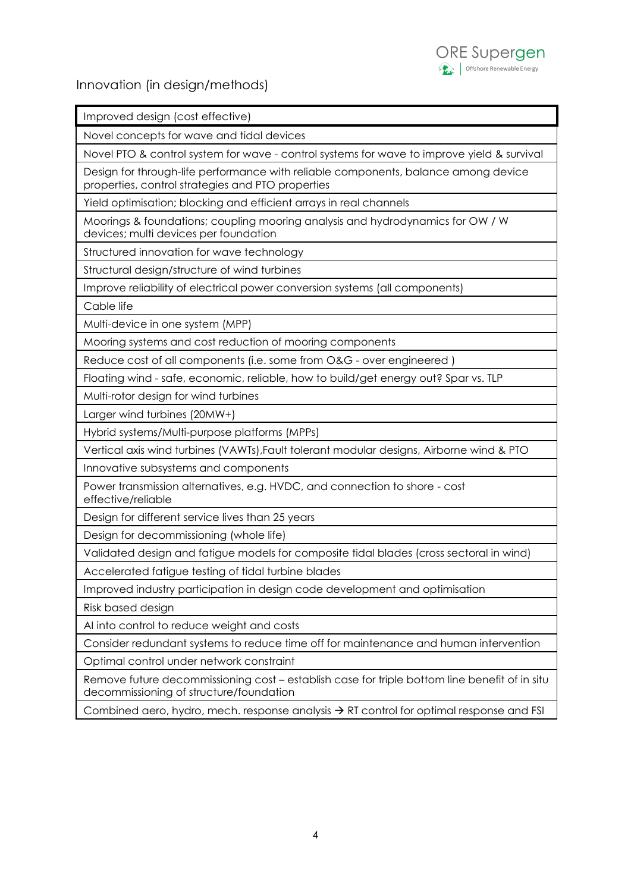Innovation (in design/methods)

| Improved design (cost effective) |
|---|
| Novel concepts for wave and tidal devices |
| Novel PTO & control system for wave - control systems for wave to improve yield & survival |
| Design for through-life performance with reliable components, balance among device properties, control strategies and PTO properties |
| Yield optimisation; blocking and efficient arrays in real channels |
| Moorings & foundations; coupling mooring analysis and hydrodynamics for OW / W devices; multi devices per foundation |
| Structured innovation for wave technology |
| Structural design/structure of wind turbines |
| Improve reliability of electrical power conversion systems (all components) |
| Cable life |
| Multi-device in one system (MPP) |
| Mooring systems and cost reduction of mooring components |
| Reduce cost of all components (i.e. some from O&G - over engineered ) |
| Floating wind - safe, economic, reliable, how to build/get energy out? Spar vs. TLP |
| Multi-rotor design for wind turbines |
| Larger wind turbines (20MW+) |
| Hybrid systems/Multi-purpose platforms (MPPs) |
| Vertical axis wind turbines (VAWTs),Fault tolerant modular designs, Airborne wind & PTO |
| Innovative subsystems and components |
| Power transmission alternatives, e.g. HVDC, and connection to shore - cost effective/reliable |
| Design for different service lives than 25 years |
| Design for decommissioning (whole life) |
| Validated design and fatigue models for composite tidal blades (cross sectoral in wind) |
| Accelerated fatigue testing of tidal turbine blades |
| Improved industry participation in design code development and optimisation |
| Risk based design |
| AI into control to reduce weight and costs |
| Consider redundant systems to reduce time off for maintenance and human intervention |
| Optimal control under network constraint |
| Remove future decommissioning cost – establish case for triple bottom line benefit of in situ decommissioning of structure/foundation |
| Combined aero, hydro, mech. response analysis → RT control for optimal response and FSI |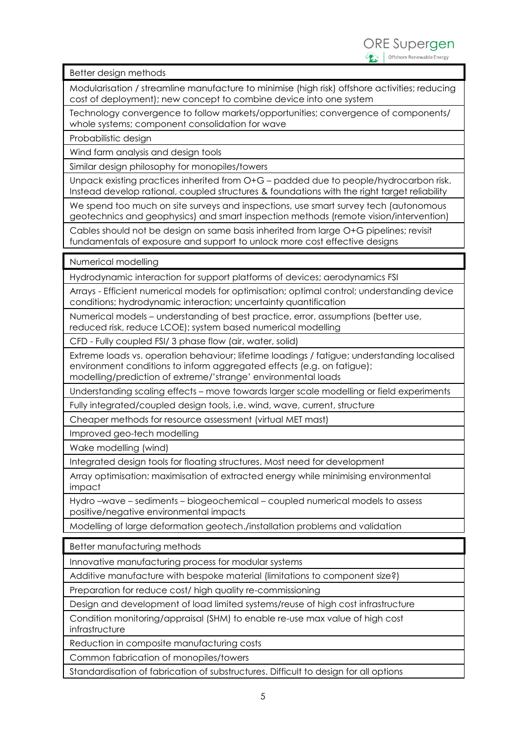| Better design methods |
| --- |
| Modularisation / streamline manufacture to minimise (high risk) offshore activities; reducing cost of deployment); new concept to combine device into one system |
| Technology convergence to follow markets/opportunities; convergence of components/ whole systems; component consolidation for wave |
| Probabilistic design |
| Wind farm analysis and design tools |
| Similar design philosophy for monopiles/towers |
| Unpack existing practices inherited from O+G – padded due to people/hydrocarbon risk. Instead develop rational, coupled structures & foundations with the right target reliability |
| We spend too much on site surveys and inspections, use smart survey tech (autonomous geotechnics and geophysics) and smart inspection methods (remote vision/intervention) |
| Cables should not be design on same basis inherited from large O+G pipelines; revisit fundamentals of exposure and support to unlock more cost effective designs |

| Numerical modelling |
| --- |
| Hydrodynamic interaction for support platforms of devices; aerodynamics FSI |
| Arrays - Efficient numerical models for optimisation; optimal control; understanding device conditions; hydrodynamic interaction; uncertainty quantification |
| Numerical models – understanding of best practice, error, assumptions (better use, reduced risk, reduce LCOE); system based numerical modelling |
| CFD - Fully coupled FSI/ 3 phase flow (air, water, solid) |
| Extreme loads vs. operation behaviour; lifetime loadings / fatigue; understanding localised environment conditions to inform aggregated effects (e.g. on fatigue); modelling/prediction of extreme/'strange' environmental loads |
| Understanding scaling effects – move towards larger scale modelling or field experiments |
| Fully integrated/coupled design tools, i.e. wind, wave, current, structure |
| Cheaper methods for resource assessment (virtual MET mast) |
| Improved geo-tech modelling |
| Wake modelling (wind) |
| Integrated design tools for floating structures. Most need for development |
| Array optimisation: maximisation of extracted energy while minimising environmental impact |
| Hydro –wave – sediments – biogeochemical – coupled numerical models to assess positive/negative environmental impacts |
| Modelling of large deformation geotech./installation problems and validation |

| Better manufacturing methods |
| --- |
| Innovative manufacturing process for modular systems |
| Additive manufacture with bespoke material (limitations to component size?) |
| Preparation for reduce cost/ high quality re-commissioning |
| Design and development of load limited systems/reuse of high cost infrastructure |
| Condition monitoring/appraisal (SHM) to enable re-use max value of high cost infrastructure |
| Reduction in composite manufacturing costs |
| Common fabrication of monopiles/towers |
| Standardisation of fabrication of substructures. Difficult to design for all options |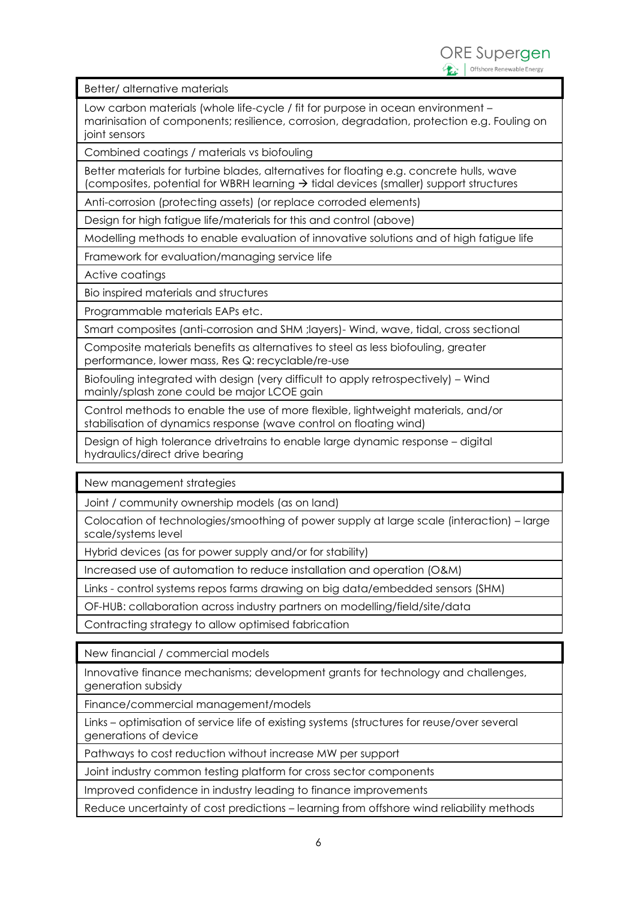| Better/ alternative materials |
|---|
| Low carbon materials (whole life-cycle / fit for purpose in ocean environment – marinisation of components; resilience, corrosion, degradation, protection e.g. Fouling on joint sensors |
| Combined coatings / materials vs biofouling |
| Better materials for turbine blades, alternatives for floating e.g. concrete hulls, wave (composites, potential for WBRH learning → tidal devices (smaller) support structures |
| Anti-corrosion (protecting assets) (or replace corroded elements) |
| Design for high fatigue life/materials for this and control (above) |
| Modelling methods to enable evaluation of innovative solutions and of high fatigue life |
| Framework for evaluation/managing service life |
| Active coatings |
| Bio inspired materials and structures |
| Programmable materials EAPs etc. |
| Smart composites (anti-corrosion and SHM ;layers)- Wind, wave, tidal, cross sectional |
| Composite materials benefits as alternatives to steel as less biofouling, greater performance, lower mass, Res Q: recyclable/re-use |
| Biofouling integrated with design (very difficult to apply retrospectively) – Wind mainly/splash zone could be major LCOE gain |
| Control methods to enable the use of more flexible, lightweight materials, and/or stabilisation of dynamics response (wave control on floating wind) |
| Design of high tolerance drivetrains to enable large dynamic response – digital hydraulics/direct drive bearing |

| New management strategies |
|---|
| Joint / community ownership models (as on land) |
| Colocation of technologies/smoothing of power supply at large scale (interaction) – large scale/systems level |
| Hybrid devices (as for power supply and/or for stability) |
| Increased use of automation to reduce installation and operation (O&M) |
| Links - control systems repos farms drawing on big data/embedded sensors (SHM) |
| OF-HUB: collaboration across industry partners on modelling/field/site/data |
| Contracting strategy to allow optimised fabrication |

| New financial / commercial models |
|---|
| Innovative finance mechanisms; development grants for technology and challenges, generation subsidy |
| Finance/commercial management/models |
| Links – optimisation of service life of existing systems (structures for reuse/over several generations of device |
| Pathways to cost reduction without increase MW per support |
| Joint industry common testing platform for cross sector components |
| Improved confidence in industry leading to finance improvements |
| Reduce uncertainty of cost predictions – learning from offshore wind reliability methods |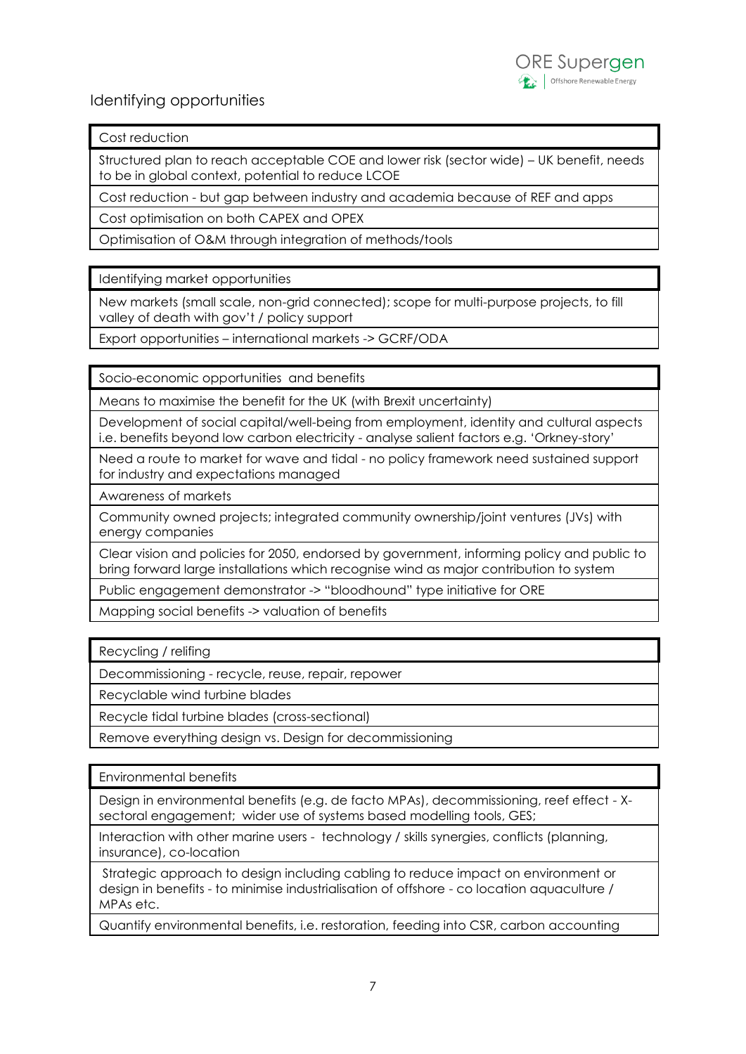## Identifying opportunities

| Cost reduction |
|---|
| Structured plan to reach acceptable COE and lower risk (sector wide) – UK benefit, needs to be in global context, potential to reduce LCOE |
| Cost reduction - but gap between industry and academia because of REF and apps |
| Cost optimisation on both CAPEX and OPEX |
| Optimisation of O&M through integration of methods/tools |

| Identifying market opportunities |
|---|
| New markets (small scale, non-grid connected); scope for multi-purpose projects, to fill valley of death with gov't / policy support |
| Export opportunities – international markets -> GCRF/ODA |

| Socio-economic opportunities and benefits |
|---|
| Means to maximise the benefit for the UK (with Brexit uncertainty) |
| Development of social capital/well-being from employment, identity and cultural aspects i.e. benefits beyond low carbon electricity - analyse salient factors e.g. 'Orkney-story' |
| Need a route to market for wave and tidal - no policy framework need sustained support for industry and expectations managed |
| Awareness of markets |
| Community owned projects; integrated community ownership/joint ventures (JVs) with energy companies |
| Clear vision and policies for 2050, endorsed by government, informing policy and public to bring forward large installations which recognise wind as major contribution to system |
| Public engagement demonstrator -> "bloodhound" type initiative for ORE |
| Mapping social benefits -> valuation of benefits |

| Recycling / relifing |
|---|
| Decommissioning - recycle, reuse, repair, repower |
| Recyclable wind turbine blades |
| Recycle tidal turbine blades (cross-sectional) |
| Remove everything design vs. Design for decommissioning |

| Environmental benefits |
|---|
| Design in environmental benefits (e.g. de facto MPAs), decommissioning, reef effect - X-sectoral engagement; wider use of systems based modelling tools, GES; |
| Interaction with other marine users - technology / skills synergies, conflicts (planning, insurance), co-location |
| Strategic approach to design including cabling to reduce impact on environment or design in benefits - to minimise industrialisation of offshore - co location aquaculture / MPAs etc. |
| Quantify environmental benefits, i.e. restoration, feeding into CSR, carbon accounting |